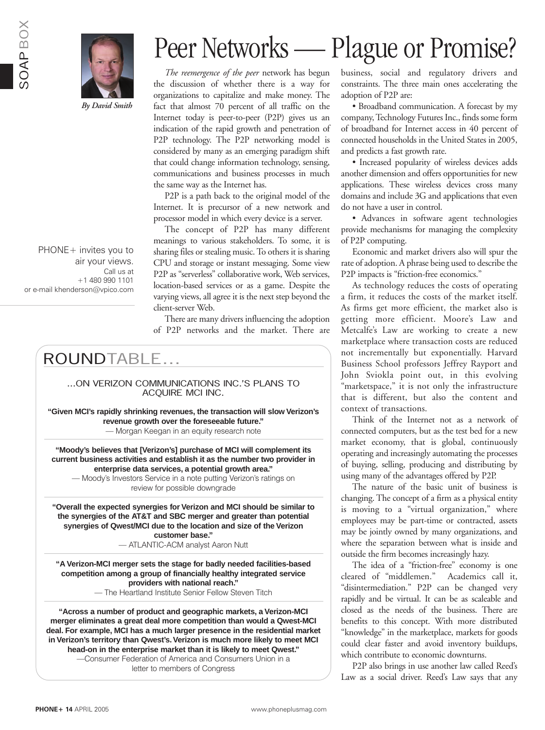SOAP BOX

# Peer Networks — Plague or Promise?

*By David Smith*

*The reemergence of the peer* network has begun the discussion of whether there is a way for organizations to capitalize and make money. The fact that almost 70 percent of all traffic on the Internet today is peer-to-peer (P2P) gives us an indication of the rapid growth and penetration of P2P technology. The P2P networking model is considered by many as an emerging paradigm shift that could change information technology, sensing, communications and business processes in much the same way as the Internet has.

P2P is a path back to the original model of the Internet. It is precursor of a new network and processor model in which every device is a server.

The concept of P2P has many different meanings to various stakeholders. To some, it is sharing files or stealing music. To others it is sharing CPU and storage or instant messaging. Some view P2P as "serverless" collaborative work, Web services, location-based services or as a game. Despite the varying views, all agree it is the next step beyond the client-server Web.

There are many drivers influencing the adoption of P2P networks and the market. There are business, social and regulatory drivers and constraints. The three main ones accelerating the adoption of P2P are:

- Broadband communication. A forecast by my company, Technology Futures Inc., finds some form of broadband for Internet access in 40 percent of connected households in the United States in 2005, and predicts a fast growth rate.
- Increased popularity of wireless devices adds another dimension and offers opportunities for new applications. These wireless devices cross many domains and include 3G and applications that even do not have a user in control.
- Advances in software agent technologies provide mechanisms for managing the complexity of P2P computing.

Economic and market drivers also will spur the rate of adoption. A phrase being used to describe the P2P impacts is "friction-free economics."

As technology reduces the costs of operating a firm, it reduces the costs of the market itself. As firms get more efficient, the market also is getting more efficient. Moore's Law and Metcalfe's Law are working to create a new marketplace where transaction costs are reduced not incrementally but exponentially. Harvard Business School professors Jeffrey Rayport and John Sviokla point out, in this evolving "marketspace," it is not only the infrastructure that is different, but also the content and context of transactions.

Think of the Internet not as a network of connected computers, but as the test bed for a new market economy, that is global, continuously operating and increasingly automating the processes of buying, selling, producing and distributing by using many of the advantages offered by P2P.

The nature of the basic unit of business is changing. The concept of a firm as a physical entity is moving to a "virtual organization," where employees may be part-time or contracted, assets may be jointly owned by many organizations, and where the separation between what is inside and outside the firm becomes increasingly hazy.

The idea of a "friction-free" economy is one cleared of "middlemen." Academics call it, "disintermediation." P2P can be changed very rapidly and be virtual. It can be as scaleable and closed as the needs of the business. There are benefits to this concept. With more distributed "knowledge" in the marketplace, markets for goods could clear faster and avoid inventory buildups, which contribute to economic downturns.

P2P also brings in use another law called Reed's Law as a social driver. Reed's Law says that any

PHONE+ invites you to air your views. Call us at +1 480 990 1101 or e-mail khenderson@vpico.com

## ROUNDTABLE...

...ON VERIZON COMMUNICATIONS INC.'S PLANS TO ACQUIRE MCI INC.

**"Given MCI's rapidly shrinking revenues, the transaction will slow Verizon's revenue growth over the foreseeable future."**
— Morgan Keegan in an equity research note

**"Moody's believes that [Verizon's] purchase of MCI will complement its current business activities and establish it as the number two provider in enterprise data services, a potential growth area."**
— Moody's Investors Service in a note putting Verizon's ratings on review for possible downgrade

**"Overall the expected synergies for Verizon and MCI should be similar to the synergies of the AT&T and SBC merger and greater than potential synergies of Qwest/MCI due to the location and size of the Verizon customer base."**
— ATLANTIC-ACM analyst Aaron Nutt

**"A Verizon-MCI merger sets the stage for badly needed facilities-based competition among a group of financially healthy integrated service providers with national reach."**
— The Heartland Institute Senior Fellow Steven Titch

**"Across a number of product and geographic markets, a Verizon-MCI merger eliminates a great deal more competition than would a Qwest-MCI deal. For example, MCI has a much larger presence in the residential market in Verizon's territory than Qwest's. Verizon is much more likely to meet MCI head-on in the enterprise market than it is likely to meet Qwest."**
—Consumer Federation of America and Consumers Union in a letter to members of Congress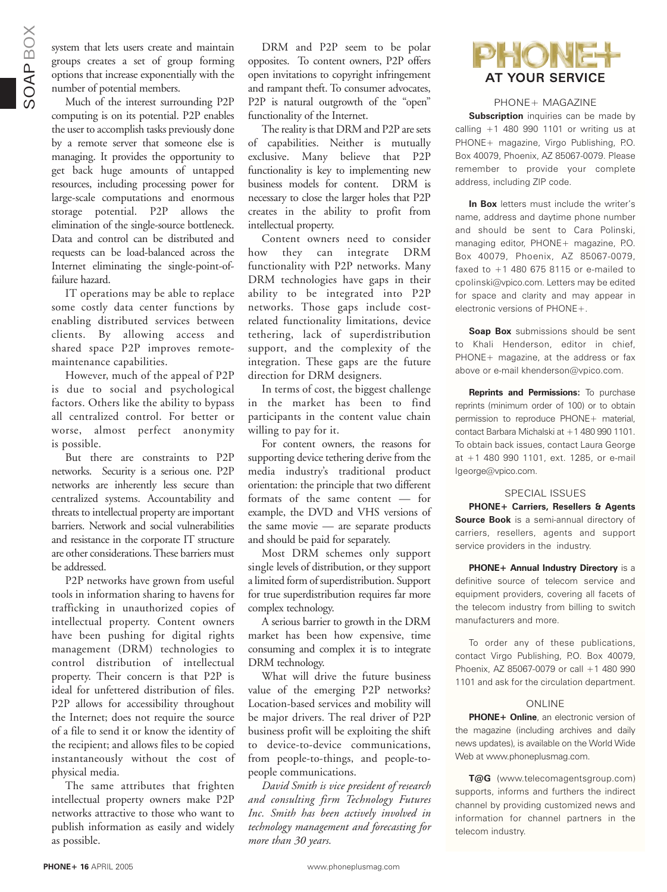system that lets users create and maintain groups creates a set of group forming options that increase exponentially with the number of potential members.

Much of the interest surrounding P2P computing is on its potential. P2P enables the user to accomplish tasks previously done by a remote server that someone else is managing. It provides the opportunity to get back huge amounts of untapped resources, including processing power for large-scale computations and enormous storage potential. P2P allows the elimination of the single-source bottleneck. Data and control can be distributed and requests can be load-balanced across the Internet eliminating the single-point-of-failure hazard.

IT operations may be able to replace some costly data center functions by enabling distributed services between clients. By allowing access and shared space P2P improves remote-maintenance capabilities.

However, much of the appeal of P2P is due to social and psychological factors. Others like the ability to bypass all centralized control. For better or worse, almost perfect anonymity is possible.

But there are constraints to P2P networks. Security is a serious one. P2P networks are inherently less secure than centralized systems. Accountability and threats to intellectual property are important barriers. Network and social vulnerabilities and resistance in the corporate IT structure are other considerations. These barriers must be addressed.

P2P networks have grown from useful tools in information sharing to havens for trafficking in unauthorized copies of intellectual property. Content owners have been pushing for digital rights management (DRM) technologies to control distribution of intellectual property. Their concern is that P2P is ideal for unfettered distribution of files. P2P allows for accessibility throughout the Internet; does not require the source of a file to send it or know the identity of the recipient; and allows files to be copied instantaneously without the cost of physical media.

The same attributes that frighten intellectual property owners make P2P networks attractive to those who want to publish information as easily and widely as possible.

DRM and P2P seem to be polar opposites. To content owners, P2P offers open invitations to copyright infringement and rampant theft. To consumer advocates, P2P is natural outgrowth of the "open" functionality of the Internet.

The reality is that DRM and P2P are sets of capabilities. Neither is mutually exclusive. Many believe that P2P functionality is key to implementing new business models for content. DRM is necessary to close the larger holes that P2P creates in the ability to profit from intellectual property.

Content owners need to consider how they can integrate DRM functionality with P2P networks. Many DRM technologies have gaps in their ability to be integrated into P2P networks. Those gaps include cost-related functionality limitations, device tethering, lack of superdistribution support, and the complexity of the integration. These gaps are the future direction for DRM designers.

In terms of cost, the biggest challenge in the market has been to find participants in the content value chain willing to pay for it.

For content owners, the reasons for supporting device tethering derive from the media industry's traditional product orientation: the principle that two different formats of the same content — for example, the DVD and VHS versions of the same movie — are separate products and should be paid for separately.

Most DRM schemes only support single levels of distribution, or they support a limited form of superdistribution. Support for true superdistribution requires far more complex technology.

A serious barrier to growth in the DRM market has been how expensive, time consuming and complex it is to integrate DRM technology.

What will drive the future business value of the emerging P2P networks? Location-based services and mobility will be major drivers. The real driver of P2P business profit will be exploiting the shift to device-to-device communications, from people-to-things, and people-to-people communications.

*David Smith is vice president of research and consulting firm Technology Futures Inc. Smith has been actively involved in technology management and forecasting for more than 30 years.*

# PHONE+ AT YOUR SERVICE

## PHONE+ MAGAZINE

**Subscription** inquiries can be made by calling +1 480 990 1101 or writing us at PHONE+ magazine, Virgo Publishing, P.O. Box 40079, Phoenix, AZ 85067-0079. Please remember to provide your complete address, including ZIP code.

**In Box** letters must include the writer's name, address and daytime phone number and should be sent to Cara Polinski, managing editor, PHONE+ magazine, P.O. Box 40079, Phoenix, AZ 85067-0079, faxed to +1 480 675 8115 or e-mailed to cpolinski@vpico.com. Letters may be edited for space and clarity and may appear in electronic versions of PHONE+.

**Soap Box** submissions should be sent to Khali Henderson, editor in chief, PHONE+ magazine, at the address or fax above or e-mail khenderson@vpico.com.

**Reprints and Permissions:** To purchase reprints (minimum order of 100) or to obtain permission to reproduce PHONE+ material, contact Barbara Michalski at +1 480 990 1101. To obtain back issues, contact Laura George at +1 480 990 1101, ext. 1285, or e-mail lgeorge@vpico.com.

## SPECIAL ISSUES

**PHONE+ Carriers, Resellers & Agents Source Book** is a semi-annual directory of carriers, resellers, agents and support service providers in the industry.

**PHONE+ Annual Industry Directory** is a definitive source of telecom service and equipment providers, covering all facets of the telecom industry from billing to switch manufacturers and more.

To order any of these publications, contact Virgo Publishing, P.O. Box 40079, Phoenix, AZ 85067-0079 or call +1 480 990 1101 and ask for the circulation department.

## ONLINE

**PHONE+ Online**, an electronic version of the magazine (including archives and daily news updates), is available on the World Wide Web at www.phoneplusmag.com.

**T@G** (www.telecomagentsgroup.com) supports, informs and furthers the indirect channel by providing customized news and information for channel partners in the telecom industry.